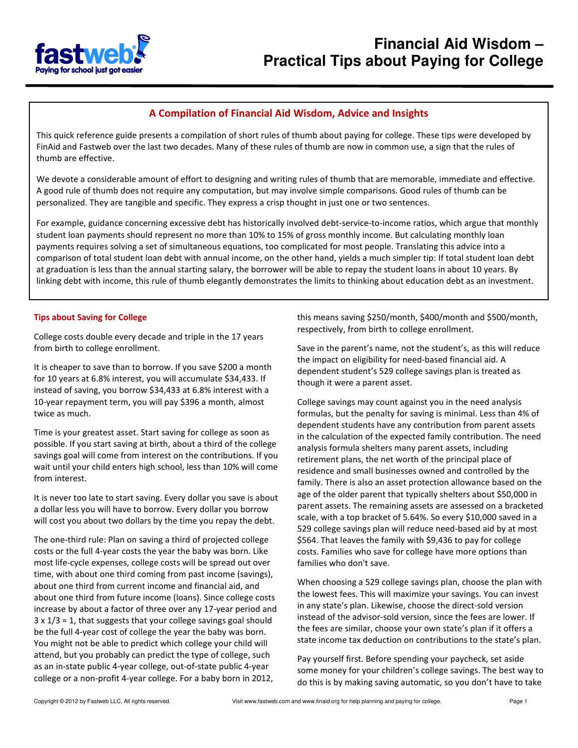# Financial Aid Wisdom – Practical Tips about Paying for College

## A Compilation of Financial Aid Wisdom, Advice and Insights

This quick reference guide presents a compilation of short rules of thumb about paying for college. These tips were developed by FinAid and Fastweb over the last two decades. Many of these rules of thumb are now in common use, a sign that the rules of thumb are effective.

We devote a considerable amount of effort to designing and writing rules of thumb that are memorable, immediate and effective. A good rule of thumb does not require any computation, but may involve simple comparisons. Good rules of thumb can be personalized. They are tangible and specific. They express a crisp thought in just one or two sentences.

For example, guidance concerning excessive debt has historically involved debt-service-to-income ratios, which argue that monthly student loan payments should represent no more than 10% to 15% of gross monthly income. But calculating monthly loan payments requires solving a set of simultaneous equations, too complicated for most people. Translating this advice into a comparison of total student loan debt with annual income, on the other hand, yields a much simpler tip: If total student loan debt at graduation is less than the annual starting salary, the borrower will be able to repay the student loans in about 10 years. By linking debt with income, this rule of thumb elegantly demonstrates the limits to thinking about education debt as an investment.

### Tips about Saving for College

College costs double every decade and triple in the 17 years from birth to college enrollment.

It is cheaper to save than to borrow. If you save $200 a month for 10 years at 6.8% interest, you will accumulate $34,433. If instead of saving, you borrow $34,433 at 6.8% interest with a 10-year repayment term, you will pay $396 a month, almost twice as much.

Time is your greatest asset. Start saving for college as soon as possible. If you start saving at birth, about a third of the college savings goal will come from interest on the contributions. If you wait until your child enters high school, less than 10% will come from interest.

It is never too late to start saving. Every dollar you save is about a dollar less you will have to borrow. Every dollar you borrow will cost you about two dollars by the time you repay the debt.

The one-third rule: Plan on saving a third of projected college costs or the full 4-year costs the year the baby was born. Like most life-cycle expenses, college costs will be spread out over time, with about one third coming from past income (savings), about one third from current income and financial aid, and about one third from future income (loans). Since college costs increase by about a factor of three over any 17-year period and 3 x 1/3 = 1, that suggests that your college savings goal should be the full 4-year cost of college the year the baby was born. You might not be able to predict which college your child will attend, but you probably can predict the type of college, such as an in-state public 4-year college, out-of-state public 4-year college or a non-profit 4-year college. For a baby born in 2012, this means saving $250/month, $400/month and $500/month, respectively, from birth to college enrollment.

Save in the parent's name, not the student's, as this will reduce the impact on eligibility for need-based financial aid. A dependent student's 529 college savings plan is treated as though it were a parent asset.

College savings may count against you in the need analysis formulas, but the penalty for saving is minimal. Less than 4% of dependent students have any contribution from parent assets in the calculation of the expected family contribution. The need analysis formula shelters many parent assets, including retirement plans, the net worth of the principal place of residence and small businesses owned and controlled by the family. There is also an asset protection allowance based on the age of the older parent that typically shelters about $50,000 in parent assets. The remaining assets are assessed on a bracketed scale, with a top bracket of 5.64%. So every $10,000 saved in a 529 college savings plan will reduce need-based aid by at most $564. That leaves the family with $9,436 to pay for college costs. Families who save for college have more options than families who don't save.

When choosing a 529 college savings plan, choose the plan with the lowest fees. This will maximize your savings. You can invest in any state's plan. Likewise, choose the direct-sold version instead of the advisor-sold version, since the fees are lower. If the fees are similar, choose your own state's plan if it offers a state income tax deduction on contributions to the state's plan.

Pay yourself first. Before spending your paycheck, set aside some money for your children's college savings. The best way to do this is by making saving automatic, so you don't have to take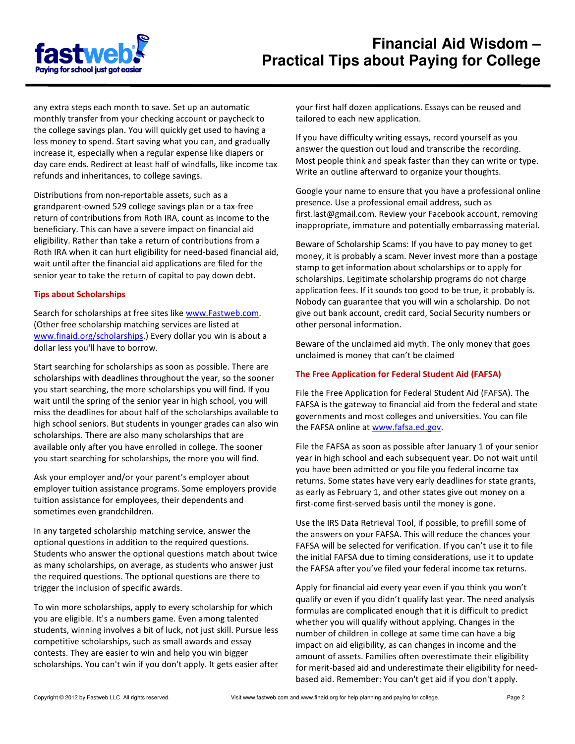any extra steps each month to save. Set up an automatic monthly transfer from your checking account or paycheck to the college savings plan. You will quickly get used to having a less money to spend. Start saving what you can, and gradually increase it, especially when a regular expense like diapers or day care ends. Redirect at least half of windfalls, like income tax refunds and inheritances, to college savings.

Distributions from non-reportable assets, such as a grandparent-owned 529 college savings plan or a tax-free return of contributions from Roth IRA, count as income to the beneficiary. This can have a severe impact on financial aid eligibility. Rather than take a return of contributions from a Roth IRA when it can hurt eligibility for need-based financial aid, wait until after the financial aid applications are filed for the senior year to take the return of capital to pay down debt.

### Tips about Scholarships

Search for scholarships at free sites like www.Fastweb.com. (Other free scholarship matching services are listed at www.finaid.org/scholarships.) Every dollar you win is about a dollar less you'll have to borrow.

Start searching for scholarships as soon as possible. There are scholarships with deadlines throughout the year, so the sooner you start searching, the more scholarships you will find. If you wait until the spring of the senior year in high school, you will miss the deadlines for about half of the scholarships available to high school seniors. But students in younger grades can also win scholarships. There are also many scholarships that are available only after you have enrolled in college. The sooner you start searching for scholarships, the more you will find.

Ask your employer and/or your parent's employer about employer tuition assistance programs. Some employers provide tuition assistance for employees, their dependents and sometimes even grandchildren.

In any targeted scholarship matching service, answer the optional questions in addition to the required questions. Students who answer the optional questions match about twice as many scholarships, on average, as students who answer just the required questions. The optional questions are there to trigger the inclusion of specific awards.

To win more scholarships, apply to every scholarship for which you are eligible. It's a numbers game. Even among talented students, winning involves a bit of luck, not just skill. Pursue less competitive scholarships, such as small awards and essay contests. They are easier to win and help you win bigger scholarships. You can't win if you don't apply. It gets easier after your first half dozen applications. Essays can be reused and tailored to each new application.

If you have difficulty writing essays, record yourself as you answer the question out loud and transcribe the recording. Most people think and speak faster than they can write or type. Write an outline afterward to organize your thoughts.

Google your name to ensure that you have a professional online presence. Use a professional email address, such as first.last@gmail.com. Review your Facebook account, removing inappropriate, immature and potentially embarrassing material.

Beware of Scholarship Scams: If you have to pay money to get money, it is probably a scam. Never invest more than a postage stamp to get information about scholarships or to apply for scholarships. Legitimate scholarship programs do not charge application fees. If it sounds too good to be true, it probably is. Nobody can guarantee that you will win a scholarship. Do not give out bank account, credit card, Social Security numbers or other personal information.

Beware of the unclaimed aid myth. The only money that goes unclaimed is money that can't be claimed

### The Free Application for Federal Student Aid (FAFSA)

File the Free Application for Federal Student Aid (FAFSA). The FAFSA is the gateway to financial aid from the federal and state governments and most colleges and universities. You can file the FAFSA online at www.fafsa.ed.gov.

File the FAFSA as soon as possible after January 1 of your senior year in high school and each subsequent year. Do not wait until you have been admitted or you file you federal income tax returns. Some states have very early deadlines for state grants, as early as February 1, and other states give out money on a first-come first-served basis until the money is gone.

Use the IRS Data Retrieval Tool, if possible, to prefill some of the answers on your FAFSA. This will reduce the chances your FAFSA will be selected for verification. If you can't use it to file the initial FAFSA due to timing considerations, use it to update the FAFSA after you've filed your federal income tax returns.

Apply for financial aid every year even if you think you won't qualify or even if you didn't qualify last year. The need analysis formulas are complicated enough that it is difficult to predict whether you will qualify without applying. Changes in the number of children in college at same time can have a big impact on aid eligibility, as can changes in income and the amount of assets. Families often overestimate their eligibility for merit-based aid and underestimate their eligibility for need-based aid. Remember: You can't get aid if you don't apply.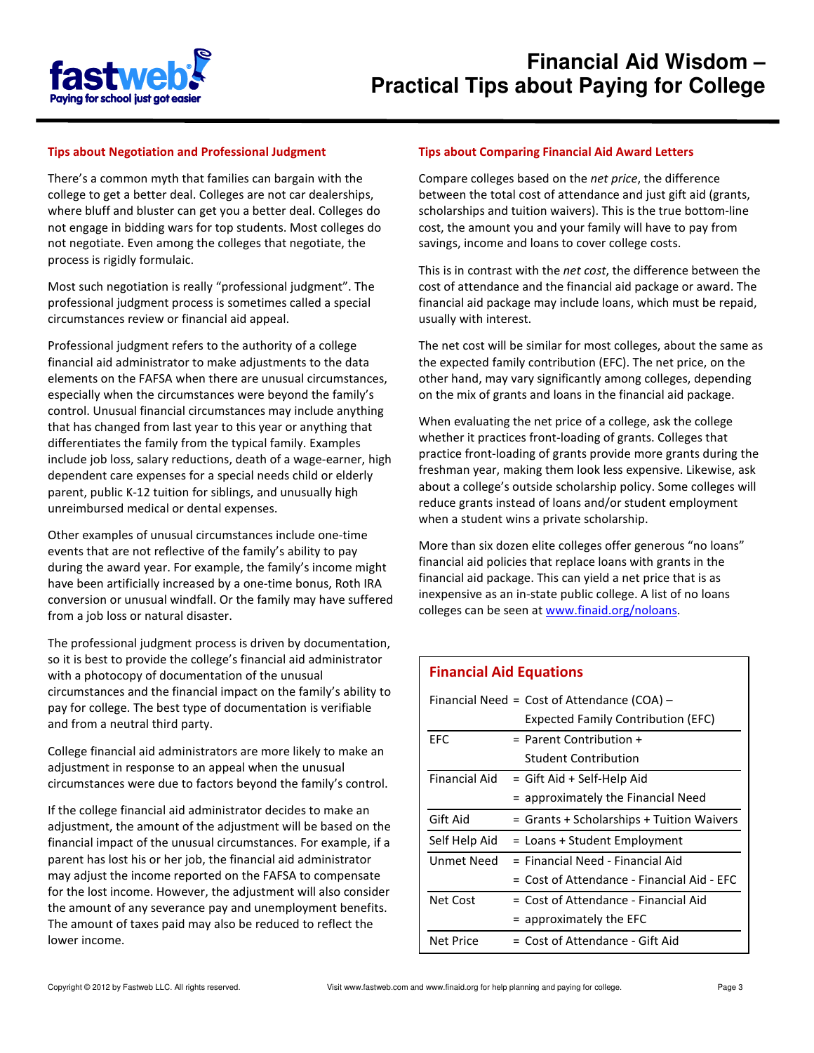# Financial Aid Wisdom – Practical Tips about Paying for College

## Tips about Negotiation and Professional Judgment

There's a common myth that families can bargain with the college to get a better deal. Colleges are not car dealerships, where bluff and bluster can get you a better deal. Colleges do not engage in bidding wars for top students. Most colleges do not negotiate. Even among the colleges that negotiate, the process is rigidly formulaic.

Most such negotiation is really "professional judgment". The professional judgment process is sometimes called a special circumstances review or financial aid appeal.

Professional judgment refers to the authority of a college financial aid administrator to make adjustments to the data elements on the FAFSA when there are unusual circumstances, especially when the circumstances were beyond the family's control. Unusual financial circumstances may include anything that has changed from last year to this year or anything that differentiates the family from the typical family. Examples include job loss, salary reductions, death of a wage-earner, high dependent care expenses for a special needs child or elderly parent, public K-12 tuition for siblings, and unusually high unreimbursed medical or dental expenses.

Other examples of unusual circumstances include one-time events that are not reflective of the family's ability to pay during the award year. For example, the family's income might have been artificially increased by a one-time bonus, Roth IRA conversion or unusual windfall. Or the family may have suffered from a job loss or natural disaster.

The professional judgment process is driven by documentation, so it is best to provide the college's financial aid administrator with a photocopy of documentation of the unusual circumstances and the financial impact on the family's ability to pay for college. The best type of documentation is verifiable and from a neutral third party.

College financial aid administrators are more likely to make an adjustment in response to an appeal when the unusual circumstances were due to factors beyond the family's control.

If the college financial aid administrator decides to make an adjustment, the amount of the adjustment will be based on the financial impact of the unusual circumstances. For example, if a parent has lost his or her job, the financial aid administrator may adjust the income reported on the FAFSA to compensate for the lost income. However, the adjustment will also consider the amount of any severance pay and unemployment benefits. The amount of taxes paid may also be reduced to reflect the lower income.

## Tips about Comparing Financial Aid Award Letters

Compare colleges based on the *net price*, the difference between the total cost of attendance and just gift aid (grants, scholarships and tuition waivers). This is the true bottom-line cost, the amount you and your family will have to pay from savings, income and loans to cover college costs.

This is in contrast with the *net cost*, the difference between the cost of attendance and the financial aid package or award. The financial aid package may include loans, which must be repaid, usually with interest.

The net cost will be similar for most colleges, about the same as the expected family contribution (EFC). The net price, on the other hand, may vary significantly among colleges, depending on the mix of grants and loans in the financial aid package.

When evaluating the net price of a college, ask the college whether it practices front-loading of grants. Colleges that practice front-loading of grants provide more grants during the freshman year, making them look less expensive. Likewise, ask about a college's outside scholarship policy. Some colleges will reduce grants instead of loans and/or student employment when a student wins a private scholarship.

More than six dozen elite colleges offer generous "no loans" financial aid policies that replace loans with grants in the financial aid package. This can yield a net price that is as inexpensive as an in-state public college. A list of no loans colleges can be seen at www.finaid.org/noloans.

### Financial Aid Equations

| Term | Equation |
|---|---|
| Financial Need | = Cost of Attendance (COA) – Expected Family Contribution (EFC) |
| EFC | = Parent Contribution + Student Contribution |
| Financial Aid | = Gift Aid + Self-Help Aid<br>= approximately the Financial Need |
| Gift Aid | = Grants + Scholarships + Tuition Waivers |
| Self Help Aid | = Loans + Student Employment |
| Unmet Need | = Financial Need - Financial Aid<br>= Cost of Attendance - Financial Aid - EFC |
| Net Cost | = Cost of Attendance - Financial Aid<br>= approximately the EFC |
| Net Price | = Cost of Attendance - Gift Aid |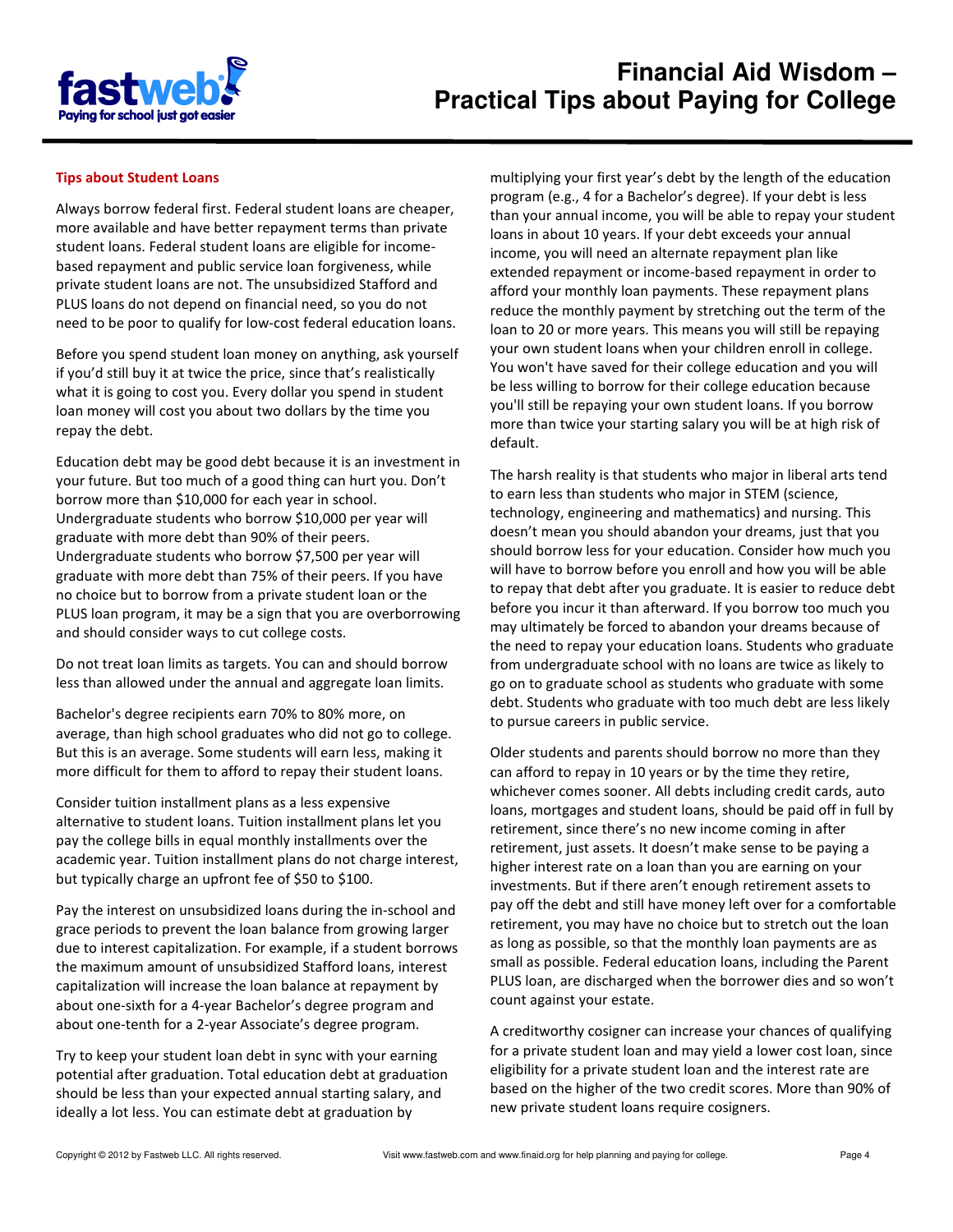## Tips about Student Loans

Always borrow federal first. Federal student loans are cheaper, more available and have better repayment terms than private student loans. Federal student loans are eligible for income-based repayment and public service loan forgiveness, while private student loans are not. The unsubsidized Stafford and PLUS loans do not depend on financial need, so you do not need to be poor to qualify for low-cost federal education loans.

Before you spend student loan money on anything, ask yourself if you'd still buy it at twice the price, since that's realistically what it is going to cost you. Every dollar you spend in student loan money will cost you about two dollars by the time you repay the debt.

Education debt may be good debt because it is an investment in your future. But too much of a good thing can hurt you. Don't borrow more than $10,000 for each year in school. Undergraduate students who borrow $10,000 per year will graduate with more debt than 90% of their peers. Undergraduate students who borrow $7,500 per year will graduate with more debt than 75% of their peers. If you have no choice but to borrow from a private student loan or the PLUS loan program, it may be a sign that you are overborrowing and should consider ways to cut college costs.

Do not treat loan limits as targets. You can and should borrow less than allowed under the annual and aggregate loan limits.

Bachelor's degree recipients earn 70% to 80% more, on average, than high school graduates who did not go to college. But this is an average. Some students will earn less, making it more difficult for them to afford to repay their student loans.

Consider tuition installment plans as a less expensive alternative to student loans. Tuition installment plans let you pay the college bills in equal monthly installments over the academic year. Tuition installment plans do not charge interest, but typically charge an upfront fee of $50 to $100.

Pay the interest on unsubsidized loans during the in-school and grace periods to prevent the loan balance from growing larger due to interest capitalization. For example, if a student borrows the maximum amount of unsubsidized Stafford loans, interest capitalization will increase the loan balance at repayment by about one-sixth for a 4-year Bachelor's degree program and about one-tenth for a 2-year Associate's degree program.

Try to keep your student loan debt in sync with your earning potential after graduation. Total education debt at graduation should be less than your expected annual starting salary, and ideally a lot less. You can estimate debt at graduation by multiplying your first year's debt by the length of the education program (e.g., 4 for a Bachelor's degree). If your debt is less than your annual income, you will be able to repay your student loans in about 10 years. If your debt exceeds your annual income, you will need an alternate repayment plan like extended repayment or income-based repayment in order to afford your monthly loan payments. These repayment plans reduce the monthly payment by stretching out the term of the loan to 20 or more years. This means you will still be repaying your own student loans when your children enroll in college. You won't have saved for their college education and you will be less willing to borrow for their college education because you'll still be repaying your own student loans. If you borrow more than twice your starting salary you will be at high risk of default.

The harsh reality is that students who major in liberal arts tend to earn less than students who major in STEM (science, technology, engineering and mathematics) and nursing. This doesn't mean you should abandon your dreams, just that you should borrow less for your education. Consider how much you will have to borrow before you enroll and how you will be able to repay that debt after you graduate. It is easier to reduce debt before you incur it than afterward. If you borrow too much you may ultimately be forced to abandon your dreams because of the need to repay your education loans. Students who graduate from undergraduate school with no loans are twice as likely to go on to graduate school as students who graduate with some debt. Students who graduate with too much debt are less likely to pursue careers in public service.

Older students and parents should borrow no more than they can afford to repay in 10 years or by the time they retire, whichever comes sooner. All debts including credit cards, auto loans, mortgages and student loans, should be paid off in full by retirement, since there's no new income coming in after retirement, just assets. It doesn't make sense to be paying a higher interest rate on a loan than you are earning on your investments. But if there aren't enough retirement assets to pay off the debt and still have money left over for a comfortable retirement, you may have no choice but to stretch out the loan as long as possible, so that the monthly loan payments are as small as possible. Federal education loans, including the Parent PLUS loan, are discharged when the borrower dies and so won't count against your estate.

A creditworthy cosigner can increase your chances of qualifying for a private student loan and may yield a lower cost loan, since eligibility for a private student loan and the interest rate are based on the higher of the two credit scores. More than 90% of new private student loans require cosigners.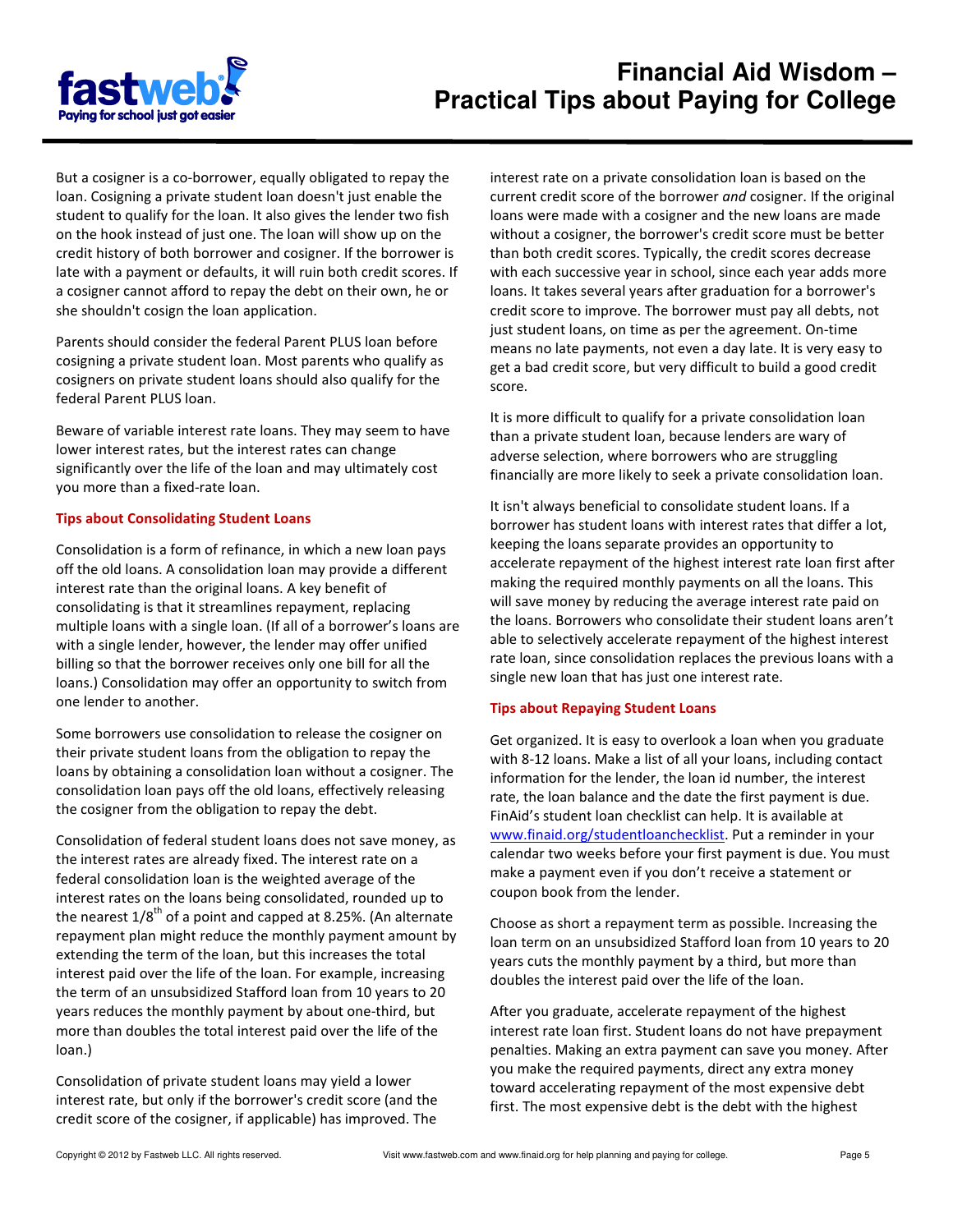But a cosigner is a co-borrower, equally obligated to repay the loan. Cosigning a private student loan doesn't just enable the student to qualify for the loan. It also gives the lender two fish on the hook instead of just one. The loan will show up on the credit history of both borrower and cosigner. If the borrower is late with a payment or defaults, it will ruin both credit scores. If a cosigner cannot afford to repay the debt on their own, he or she shouldn't cosign the loan application.

Parents should consider the federal Parent PLUS loan before cosigning a private student loan. Most parents who qualify as cosigners on private student loans should also qualify for the federal Parent PLUS loan.

Beware of variable interest rate loans. They may seem to have lower interest rates, but the interest rates can change significantly over the life of the loan and may ultimately cost you more than a fixed-rate loan.

### Tips about Consolidating Student Loans

Consolidation is a form of refinance, in which a new loan pays off the old loans. A consolidation loan may provide a different interest rate than the original loans. A key benefit of consolidating is that it streamlines repayment, replacing multiple loans with a single loan. (If all of a borrower's loans are with a single lender, however, the lender may offer unified billing so that the borrower receives only one bill for all the loans.) Consolidation may offer an opportunity to switch from one lender to another.

Some borrowers use consolidation to release the cosigner on their private student loans from the obligation to repay the loans by obtaining a consolidation loan without a cosigner. The consolidation loan pays off the old loans, effectively releasing the cosigner from the obligation to repay the debt.

Consolidation of federal student loans does not save money, as the interest rates are already fixed. The interest rate on a federal consolidation loan is the weighted average of the interest rates on the loans being consolidated, rounded up to the nearest 1/8th of a point and capped at 8.25%. (An alternate repayment plan might reduce the monthly payment amount by extending the term of the loan, but this increases the total interest paid over the life of the loan. For example, increasing the term of an unsubsidized Stafford loan from 10 years to 20 years reduces the monthly payment by about one-third, but more than doubles the total interest paid over the life of the loan.)

Consolidation of private student loans may yield a lower interest rate, but only if the borrower's credit score (and the credit score of the cosigner, if applicable) has improved. The interest rate on a private consolidation loan is based on the current credit score of the borrower *and* cosigner. If the original loans were made with a cosigner and the new loans are made without a cosigner, the borrower's credit score must be better than both credit scores. Typically, the credit scores decrease with each successive year in school, since each year adds more loans. It takes several years after graduation for a borrower's credit score to improve. The borrower must pay all debts, not just student loans, on time as per the agreement. On-time means no late payments, not even a day late. It is very easy to get a bad credit score, but very difficult to build a good credit score.

It is more difficult to qualify for a private consolidation loan than a private student loan, because lenders are wary of adverse selection, where borrowers who are struggling financially are more likely to seek a private consolidation loan.

It isn't always beneficial to consolidate student loans. If a borrower has student loans with interest rates that differ a lot, keeping the loans separate provides an opportunity to accelerate repayment of the highest interest rate loan first after making the required monthly payments on all the loans. This will save money by reducing the average interest rate paid on the loans. Borrowers who consolidate their student loans aren't able to selectively accelerate repayment of the highest interest rate loan, since consolidation replaces the previous loans with a single new loan that has just one interest rate.

### Tips about Repaying Student Loans

Get organized. It is easy to overlook a loan when you graduate with 8-12 loans. Make a list of all your loans, including contact information for the lender, the loan id number, the interest rate, the loan balance and the date the first payment is due. FinAid's student loan checklist can help. It is available at www.finaid.org/studentloanchecklist. Put a reminder in your calendar two weeks before your first payment is due. You must make a payment even if you don't receive a statement or coupon book from the lender.

Choose as short a repayment term as possible. Increasing the loan term on an unsubsidized Stafford loan from 10 years to 20 years cuts the monthly payment by a third, but more than doubles the interest paid over the life of the loan.

After you graduate, accelerate repayment of the highest interest rate loan first. Student loans do not have prepayment penalties. Making an extra payment can save you money. After you make the required payments, direct any extra money toward accelerating repayment of the most expensive debt first. The most expensive debt is the debt with the highest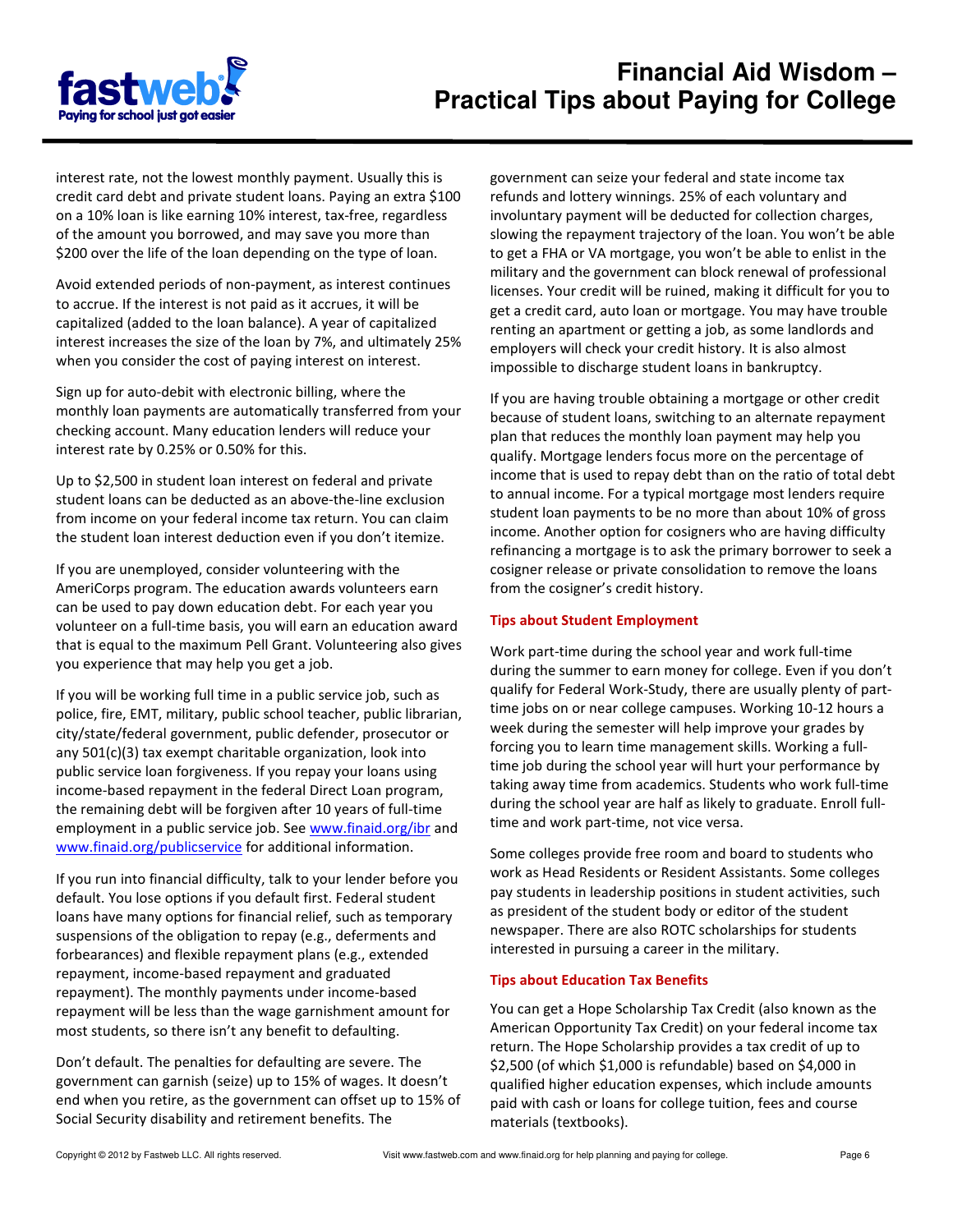interest rate, not the lowest monthly payment. Usually this is credit card debt and private student loans. Paying an extra $100 on a 10% loan is like earning 10% interest, tax-free, regardless of the amount you borrowed, and may save you more than $200 over the life of the loan depending on the type of loan.

Avoid extended periods of non-payment, as interest continues to accrue. If the interest is not paid as it accrues, it will be capitalized (added to the loan balance). A year of capitalized interest increases the size of the loan by 7%, and ultimately 25% when you consider the cost of paying interest on interest.

Sign up for auto-debit with electronic billing, where the monthly loan payments are automatically transferred from your checking account. Many education lenders will reduce your interest rate by 0.25% or 0.50% for this.

Up to $2,500 in student loan interest on federal and private student loans can be deducted as an above-the-line exclusion from income on your federal income tax return. You can claim the student loan interest deduction even if you don't itemize.

If you are unemployed, consider volunteering with the AmeriCorps program. The education awards volunteers earn can be used to pay down education debt. For each year you volunteer on a full-time basis, you will earn an education award that is equal to the maximum Pell Grant. Volunteering also gives you experience that may help you get a job.

If you will be working full time in a public service job, such as police, fire, EMT, military, public school teacher, public librarian, city/state/federal government, public defender, prosecutor or any 501(c)(3) tax exempt charitable organization, look into public service loan forgiveness. If you repay your loans using income-based repayment in the federal Direct Loan program, the remaining debt will be forgiven after 10 years of full-time employment in a public service job. See [www.finaid.org/ibr](http://www.finaid.org/ibr) and [www.finaid.org/publicservice](http://www.finaid.org/publicservice) for additional information.

If you run into financial difficulty, talk to your lender before you default. You lose options if you default first. Federal student loans have many options for financial relief, such as temporary suspensions of the obligation to repay (e.g., deferments and forbearances) and flexible repayment plans (e.g., extended repayment, income-based repayment and graduated repayment). The monthly payments under income-based repayment will be less than the wage garnishment amount for most students, so there isn't any benefit to defaulting.

Don't default. The penalties for defaulting are severe. The government can garnish (seize) up to 15% of wages. It doesn't end when you retire, as the government can offset up to 15% of Social Security disability and retirement benefits. The government can seize your federal and state income tax refunds and lottery winnings. 25% of each voluntary and involuntary payment will be deducted for collection charges, slowing the repayment trajectory of the loan. You won't be able to get a FHA or VA mortgage, you won't be able to enlist in the military and the government can block renewal of professional licenses. Your credit will be ruined, making it difficult for you to get a credit card, auto loan or mortgage. You may have trouble renting an apartment or getting a job, as some landlords and employers will check your credit history. It is also almost impossible to discharge student loans in bankruptcy.

If you are having trouble obtaining a mortgage or other credit because of student loans, switching to an alternate repayment plan that reduces the monthly loan payment may help you qualify. Mortgage lenders focus more on the percentage of income that is used to repay debt than on the ratio of total debt to annual income. For a typical mortgage most lenders require student loan payments to be no more than about 10% of gross income. Another option for cosigners who are having difficulty refinancing a mortgage is to ask the primary borrower to seek a cosigner release or private consolidation to remove the loans from the cosigner's credit history.

### Tips about Student Employment

Work part-time during the school year and work full-time during the summer to earn money for college. Even if you don't qualify for Federal Work-Study, there are usually plenty of part-time jobs on or near college campuses. Working 10-12 hours a week during the semester will help improve your grades by forcing you to learn time management skills. Working a full-time job during the school year will hurt your performance by taking away time from academics. Students who work full-time during the school year are half as likely to graduate. Enroll full-time and work part-time, not vice versa.

Some colleges provide free room and board to students who work as Head Residents or Resident Assistants. Some colleges pay students in leadership positions in student activities, such as president of the student body or editor of the student newspaper. There are also ROTC scholarships for students interested in pursuing a career in the military.

### Tips about Education Tax Benefits

You can get a Hope Scholarship Tax Credit (also known as the American Opportunity Tax Credit) on your federal income tax return. The Hope Scholarship provides a tax credit of up to $2,500 (of which $1,000 is refundable) based on $4,000 in qualified higher education expenses, which include amounts paid with cash or loans for college tuition, fees and course materials (textbooks).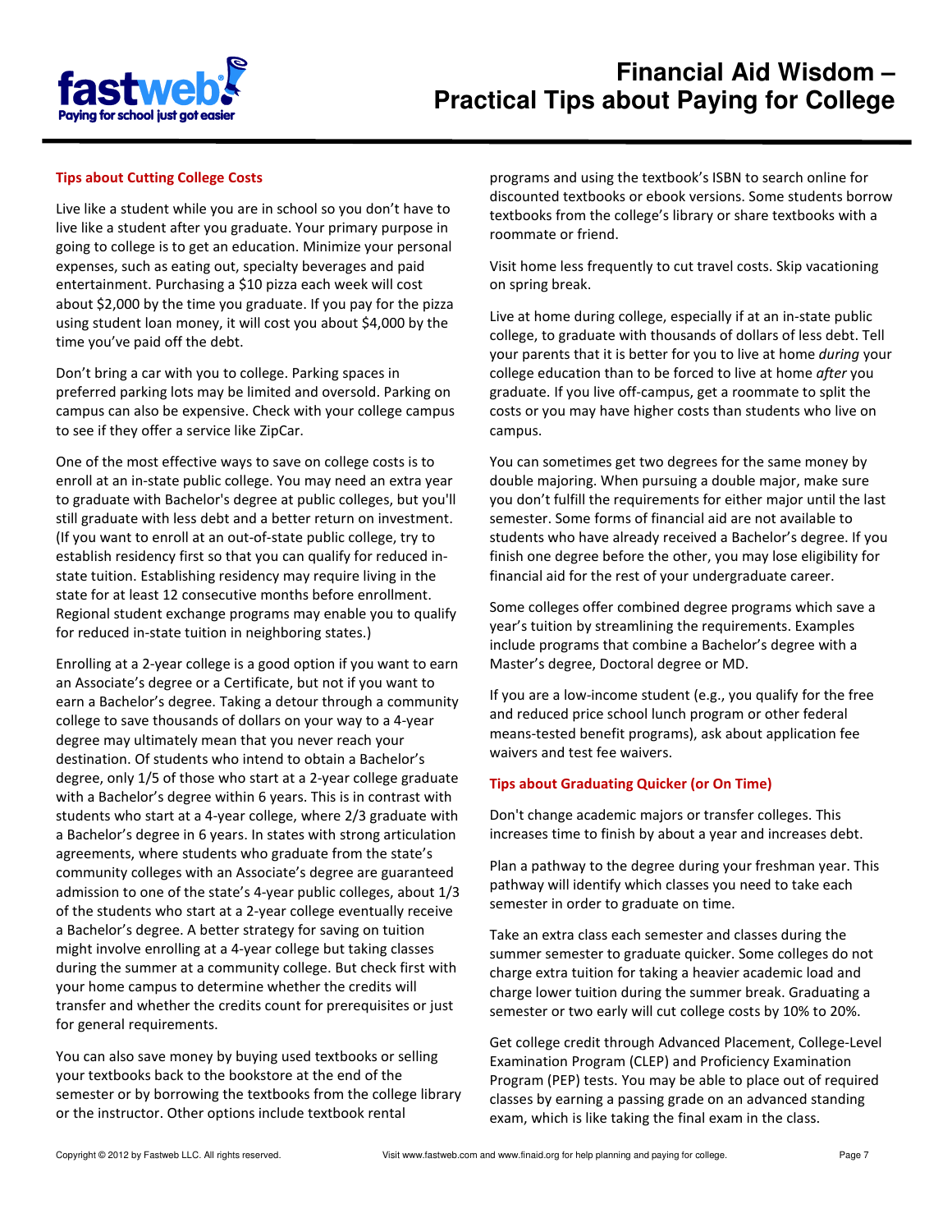### Tips about Cutting College Costs

Live like a student while you are in school so you don't have to live like a student after you graduate. Your primary purpose in going to college is to get an education. Minimize your personal expenses, such as eating out, specialty beverages and paid entertainment. Purchasing a $10 pizza each week will cost about $2,000 by the time you graduate. If you pay for the pizza using student loan money, it will cost you about $4,000 by the time you've paid off the debt.

Don't bring a car with you to college. Parking spaces in preferred parking lots may be limited and oversold. Parking on campus can also be expensive. Check with your college campus to see if they offer a service like ZipCar.

One of the most effective ways to save on college costs is to enroll at an in-state public college. You may need an extra year to graduate with Bachelor's degree at public colleges, but you'll still graduate with less debt and a better return on investment. (If you want to enroll at an out-of-state public college, try to establish residency first so that you can qualify for reduced in-state tuition. Establishing residency may require living in the state for at least 12 consecutive months before enrollment. Regional student exchange programs may enable you to qualify for reduced in-state tuition in neighboring states.)

Enrolling at a 2-year college is a good option if you want to earn an Associate's degree or a Certificate, but not if you want to earn a Bachelor's degree. Taking a detour through a community college to save thousands of dollars on your way to a 4-year degree may ultimately mean that you never reach your destination. Of students who intend to obtain a Bachelor's degree, only 1/5 of those who start at a 2-year college graduate with a Bachelor's degree within 6 years. This is in contrast with students who start at a 4-year college, where 2/3 graduate with a Bachelor's degree in 6 years. In states with strong articulation agreements, where students who graduate from the state's community colleges with an Associate's degree are guaranteed admission to one of the state's 4-year public colleges, about 1/3 of the students who start at a 2-year college eventually receive a Bachelor's degree. A better strategy for saving on tuition might involve enrolling at a 4-year college but taking classes during the summer at a community college. But check first with your home campus to determine whether the credits will transfer and whether the credits count for prerequisites or just for general requirements.

You can also save money by buying used textbooks or selling your textbooks back to the bookstore at the end of the semester or by borrowing the textbooks from the college library or the instructor. Other options include textbook rental programs and using the textbook's ISBN to search online for discounted textbooks or ebook versions. Some students borrow textbooks from the college's library or share textbooks with a roommate or friend.

Visit home less frequently to cut travel costs. Skip vacationing on spring break.

Live at home during college, especially if at an in-state public college, to graduate with thousands of dollars of less debt. Tell your parents that it is better for you to live at home *during* your college education than to be forced to live at home *after* you graduate. If you live off-campus, get a roommate to split the costs or you may have higher costs than students who live on campus.

You can sometimes get two degrees for the same money by double majoring. When pursuing a double major, make sure you don't fulfill the requirements for either major until the last semester. Some forms of financial aid are not available to students who have already received a Bachelor's degree. If you finish one degree before the other, you may lose eligibility for financial aid for the rest of your undergraduate career.

Some colleges offer combined degree programs which save a year's tuition by streamlining the requirements. Examples include programs that combine a Bachelor's degree with a Master's degree, Doctoral degree or MD.

If you are a low-income student (e.g., you qualify for the free and reduced price school lunch program or other federal means-tested benefit programs), ask about application fee waivers and test fee waivers.

### Tips about Graduating Quicker (or On Time)

Don't change academic majors or transfer colleges. This increases time to finish by about a year and increases debt.

Plan a pathway to the degree during your freshman year. This pathway will identify which classes you need to take each semester in order to graduate on time.

Take an extra class each semester and classes during the summer semester to graduate quicker. Some colleges do not charge extra tuition for taking a heavier academic load and charge lower tuition during the summer break. Graduating a semester or two early will cut college costs by 10% to 20%.

Get college credit through Advanced Placement, College-Level Examination Program (CLEP) and Proficiency Examination Program (PEP) tests. You may be able to place out of required classes by earning a passing grade on an advanced standing exam, which is like taking the final exam in the class.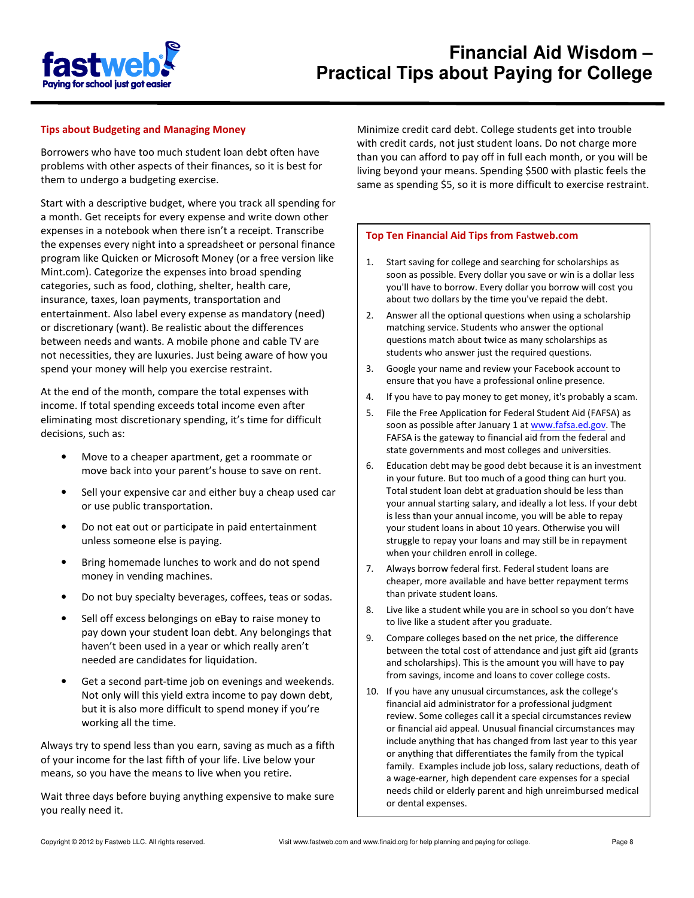# Financial Aid Wisdom – Practical Tips about Paying for College

## Tips about Budgeting and Managing Money

Borrowers who have too much student loan debt often have problems with other aspects of their finances, so it is best for them to undergo a budgeting exercise.

Start with a descriptive budget, where you track all spending for a month. Get receipts for every expense and write down other expenses in a notebook when there isn't a receipt. Transcribe the expenses every night into a spreadsheet or personal finance program like Quicken or Microsoft Money (or a free version like Mint.com). Categorize the expenses into broad spending categories, such as food, clothing, shelter, health care, insurance, taxes, loan payments, transportation and entertainment. Also label every expense as mandatory (need) or discretionary (want). Be realistic about the differences between needs and wants. A mobile phone and cable TV are not necessities, they are luxuries. Just being aware of how you spend your money will help you exercise restraint.

At the end of the month, compare the total expenses with income. If total spending exceeds total income even after eliminating most discretionary spending, it's time for difficult decisions, such as:

- Move to a cheaper apartment, get a roommate or move back into your parent's house to save on rent.
- Sell your expensive car and either buy a cheap used car or use public transportation.
- Do not eat out or participate in paid entertainment unless someone else is paying.
- Bring homemade lunches to work and do not spend money in vending machines.
- Do not buy specialty beverages, coffees, teas or sodas.
- Sell off excess belongings on eBay to raise money to pay down your student loan debt. Any belongings that haven't been used in a year or which really aren't needed are candidates for liquidation.
- Get a second part-time job on evenings and weekends. Not only will this yield extra income to pay down debt, but it is also more difficult to spend money if you're working all the time.

Always try to spend less than you earn, saving as much as a fifth of your income for the last fifth of your life. Live below your means, so you have the means to live when you retire.

Wait three days before buying anything expensive to make sure you really need it.

Minimize credit card debt. College students get into trouble with credit cards, not just student loans. Do not charge more than you can afford to pay off in full each month, or you will be living beyond your means. Spending $500 with plastic feels the same as spending $5, so it is more difficult to exercise restraint.

### Top Ten Financial Aid Tips from Fastweb.com

1. Start saving for college and searching for scholarships as soon as possible. Every dollar you save or win is a dollar less you'll have to borrow. Every dollar you borrow will cost you about two dollars by the time you've repaid the debt.
2. Answer all the optional questions when using a scholarship matching service. Students who answer the optional questions match about twice as many scholarships as students who answer just the required questions.
3. Google your name and review your Facebook account to ensure that you have a professional online presence.
4. If you have to pay money to get money, it's probably a scam.
5. File the Free Application for Federal Student Aid (FAFSA) as soon as possible after January 1 at www.fafsa.ed.gov. The FAFSA is the gateway to financial aid from the federal and state governments and most colleges and universities.
6. Education debt may be good debt because it is an investment in your future. But too much of a good thing can hurt you. Total student loan debt at graduation should be less than your annual starting salary, and ideally a lot less. If your debt is less than your annual income, you will be able to repay your student loans in about 10 years. Otherwise you will struggle to repay your loans and may still be in repayment when your children enroll in college.
7. Always borrow federal first. Federal student loans are cheaper, more available and have better repayment terms than private student loans.
8. Live like a student while you are in school so you don't have to live like a student after you graduate.
9. Compare colleges based on the net price, the difference between the total cost of attendance and just gift aid (grants and scholarships). This is the amount you will have to pay from savings, income and loans to cover college costs.
10. If you have any unusual circumstances, ask the college's financial aid administrator for a professional judgment review. Some colleges call it a special circumstances review or financial aid appeal. Unusual financial circumstances may include anything that has changed from last year to this year or anything that differentiates the family from the typical family. Examples include job loss, salary reductions, death of a wage-earner, high dependent care expenses for a special needs child or elderly parent and high unreimbursed medical or dental expenses.